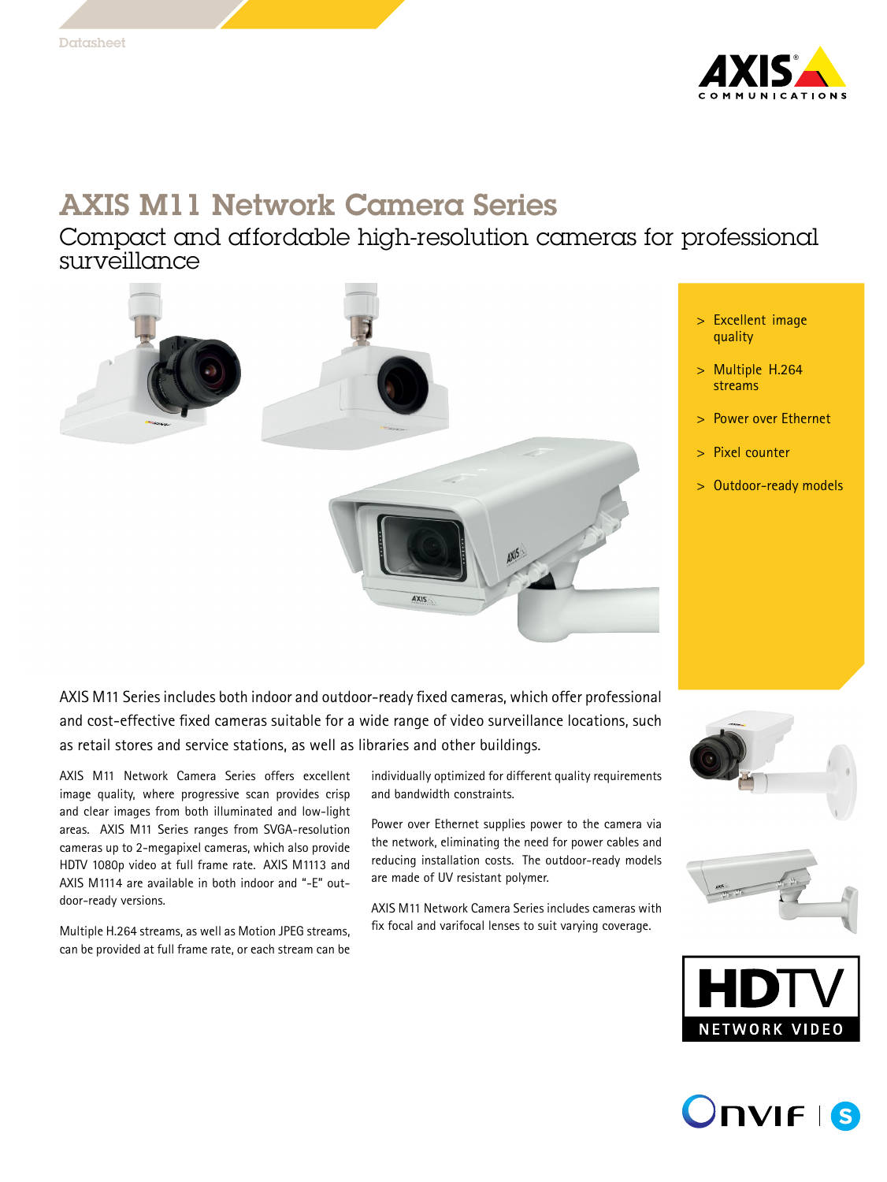Datasheet

# AXIS M11 Network Camera Series

## Compact and affordable high-resolution cameras for professional surveillance

- Excellent image quality
- Multiple H.264 streams
- Power over Ethernet
- Pixel counter
- Outdoor-ready models

AXIS M11 Series includes both indoor and outdoor-ready fixed cameras, which offer professional and cost-effective fixed cameras suitable for a wide range of video surveillance locations, such as retail stores and service stations, as well as libraries and other buildings.

AXIS M11 Network Camera Series offers excellent image quality, where progressive scan provides crisp and clear images from both illuminated and low-light areas. AXIS M11 Series ranges from SVGA-resolution cameras up to 2-megapixel cameras, which also provide HDTV 1080p video at full frame rate. AXIS M1113 and AXIS M1114 are available in both indoor and "-E" outdoor-ready versions.

Multiple H.264 streams, as well as Motion JPEG streams, can be provided at full frame rate, or each stream can be individually optimized for different quality requirements and bandwidth constraints.

Power over Ethernet supplies power to the camera via the network, eliminating the need for power cables and reducing installation costs. The outdoor-ready models are made of UV resistant polymer.

AXIS M11 Network Camera Series includes cameras with fix focal and varifocal lenses to suit varying coverage.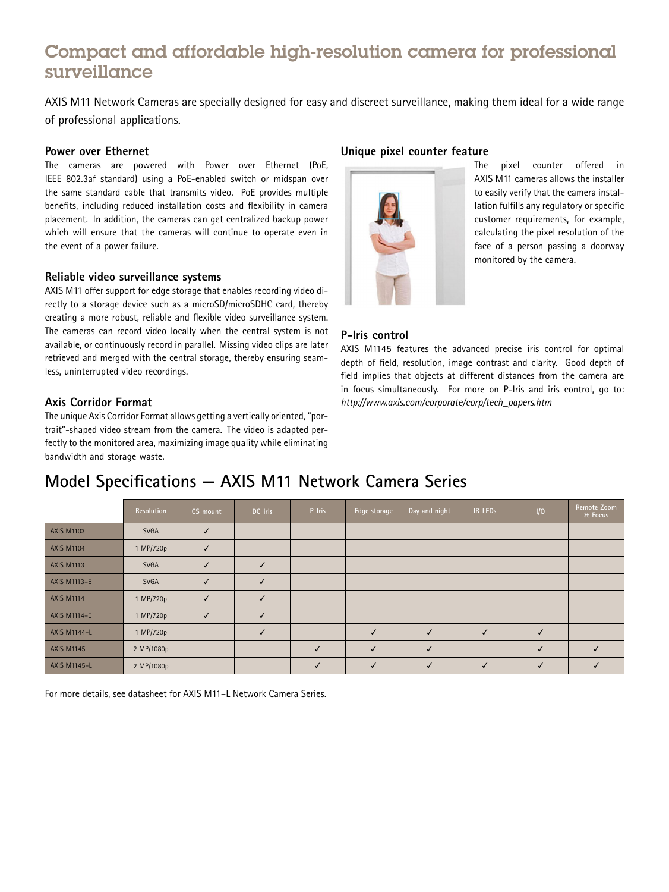## Compact and affordable high-resolution camera for professional surveillance

AXIS M11 Network Cameras are specially designed for easy and discreet surveillance, making them ideal for a wide range of professional applications.

### Power over Ethernet

The cameras are powered with Power over Ethernet (PoE, IEEE 802.3af standard) using a PoE-enabled switch or midspan over the same standard cable that transmits video. PoE provides multiple benefits, including reduced installation costs and flexibility in camera placement. In addition, the cameras can get centralized backup power which will ensure that the cameras will continue to operate even in the event of a power failure.

### Reliable video surveillance systems

AXIS M11 offer support for edge storage that enables recording video directly to a storage device such as a microSD/microSDHC card, thereby creating a more robust, reliable and flexible video surveillance system. The cameras can record video locally when the central system is not available, or continuously record in parallel. Missing video clips are later retrieved and merged with the central storage, thereby ensuring seamless, uninterrupted video recordings.

### Axis Corridor Format

The unique Axis Corridor Format allows getting a vertically oriented, "portrait"-shaped video stream from the camera. The video is adapted perfectly to the monitored area, maximizing image quality while eliminating bandwidth and storage waste.

### Unique pixel counter feature

The pixel counter offered in AXIS M11 cameras allows the installer to easily verify that the camera installation fulfills any regulatory or specific customer requirements, for example, calculating the pixel resolution of the face of a person passing a doorway monitored by the camera.

### P-Iris control

AXIS M1145 features the advanced precise iris control for optimal depth of field, resolution, image contrast and clarity. Good depth of field implies that objects at different distances from the camera are in focus simultaneously. For more on P-Iris and iris control, go to: *http://www.axis.com/corporate/corp/tech_papers.htm*

## Model Specifications – AXIS M11 Network Camera Series

| | Resolution | CS mount | DC iris | P Iris | Edge storage | Day and night | IR LEDs | I/O | Remote Zoom & Focus |
|---|---|---|---|---|---|---|---|---|---|
| AXIS M1103 | SVGA | ✓ | | | | | | | |
| AXIS M1104 | 1 MP/720p | ✓ | | | | | | | |
| AXIS M1113 | SVGA | ✓ | ✓ | | | | | | |
| AXIS M1113-E | SVGA | ✓ | ✓ | | | | | | |
| AXIS M1114 | 1 MP/720p | ✓ | ✓ | | | | | | |
| AXIS M1114-E | 1 MP/720p | ✓ | ✓ | | | | | | |
| AXIS M1144-L | 1 MP/720p | | ✓ | | ✓ | ✓ | ✓ | ✓ | |
| AXIS M1145 | 2 MP/1080p | | | ✓ | ✓ | ✓ | | ✓ | ✓ |
| AXIS M1145-L | 2 MP/1080p | | | ✓ | ✓ | ✓ | ✓ | ✓ | ✓ |

For more details, see datasheet for AXIS M11-L Network Camera Series.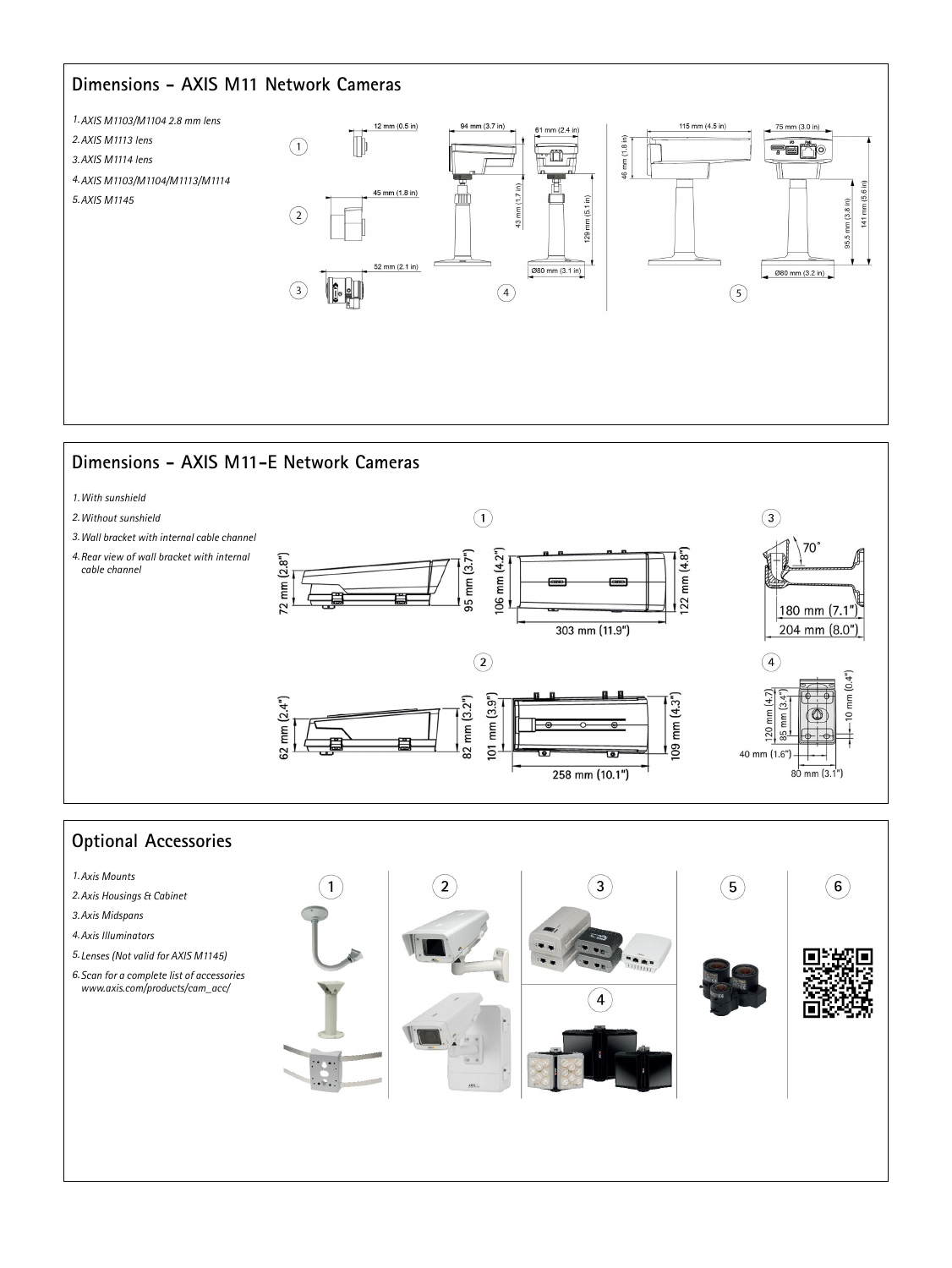## Dimensions - AXIS M11 Network Cameras

1. AXIS M1103/M1104 2.8 mm lens
2. AXIS M1113 lens
3. AXIS M1114 lens
4. AXIS M1103/M1104/M1113/M1114
5. AXIS M1145

## Dimensions - AXIS M11-E Network Cameras

1. With sunshield
2. Without sunshield
3. Wall bracket with internal cable channel
4. Rear view of wall bracket with internal cable channel

## Optional Accessories

1. Axis Mounts
2. Axis Housings & Cabinet
3. Axis Midspans
4. Axis Illuminators
5. Lenses (Not valid for AXIS M1145)
6. Scan for a complete list of accessories www.axis.com/products/cam_acc/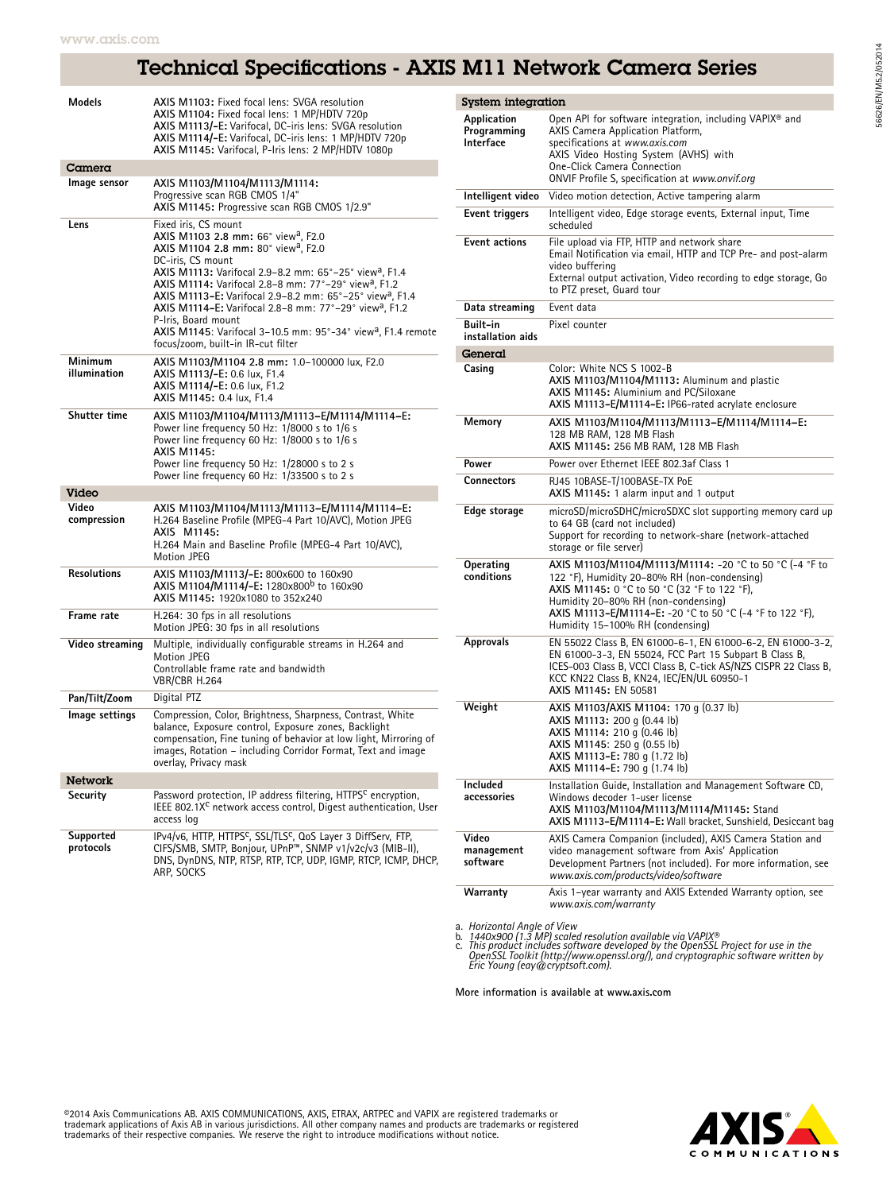# Technical Specifications - AXIS M11 Network Camera Series

| | |
|---|---|
| **Models** | **AXIS M1103:** Fixed focal lens: SVGA resolution<br>**AXIS M1104:** Fixed focal lens: 1 MP/HDTV 720p<br>**AXIS M1113/-E:** Varifocal, DC-iris lens: SVGA resolution<br>**AXIS M1114/-E:** Varifocal, DC-iris lens: 1 MP/HDTV 720p<br>**AXIS M1145:** Varifocal, P-Iris lens: 2 MP/HDTV 1080p |

## Camera

| | |
|---|---|
| **Image sensor** | **AXIS M1103/M1104/M1113/M1114:** Progressive scan RGB CMOS 1/4"<br>**AXIS M1145:** Progressive scan RGB CMOS 1/2.9" |
| **Lens** | Fixed iris, CS mount<br>**AXIS M1103 2.8 mm:** 66° view[a], F2.0<br>**AXIS M1104 2.8 mm:** 80° view[a], F2.0<br>DC-iris, CS mount<br>**AXIS M1113:** Varifocal 2.9–8.2 mm: 65°–25° view[a], F1.4<br>**AXIS M1114:** Varifocal 2.8–8 mm: 77°–29° view[a], F1.2<br>**AXIS M1113-E:** Varifocal 2.9–8.2 mm: 65°–25° view[a], F1.4<br>**AXIS M1114-E:** Varifocal 2.8–8 mm: 77°–29° view[a], F1.2<br>P-Iris, Board mount<br>**AXIS M1145:** Varifocal 3–10.5 mm: 95°-34° view[a], F1.4 remote focus/zoom, built-in IR-cut filter |
| **Minimum illumination** | **AXIS M1103/M1104 2.8 mm:** 1.0–100000 lux, F2.0<br>**AXIS M1113/-E:** 0.6 lux, F1.4<br>**AXIS M1114/-E:** 0.6 lux, F1.2<br>**AXIS M1145:** 0.4 lux, F1.4 |
| **Shutter time** | **AXIS M1103/M1104/M1113/M1113–E/M1114/M1114–E:**<br>Power line frequency 50 Hz: 1/8000 s to 1/6 s<br>Power line frequency 60 Hz: 1/8000 s to 1/6 s<br>**AXIS M1145:**<br>Power line frequency 50 Hz: 1/28000 s to 2 s<br>Power line frequency 60 Hz: 1/33500 s to 2 s |

## Video

| | |
|---|---|
| **Video compression** | **AXIS M1103/M1104/M1113/M1113–E/M1114/M1114–E:**<br>H.264 Baseline Profile (MPEG-4 Part 10/AVC), Motion JPEG<br>**AXIS M1145:**<br>H.264 Main and Baseline Profile (MPEG-4 Part 10/AVC), Motion JPEG |
| **Resolutions** | **AXIS M1103/M1113/-E:** 800x600 to 160x90<br>**AXIS M1104/M1114/-E:** 1280x800[b] to 160x90<br>**AXIS M1145:** 1920x1080 to 352x240 |
| **Frame rate** | H.264: 30 fps in all resolutions<br>Motion JPEG: 30 fps in all resolutions |
| **Video streaming** | Multiple, individually configurable streams in H.264 and Motion JPEG<br>Controllable frame rate and bandwidth<br>VBR/CBR H.264 |
| **Pan/Tilt/Zoom** | Digital PTZ |
| **Image settings** | Compression, Color, Brightness, Sharpness, Contrast, White balance, Exposure control, Exposure zones, Backlight compensation, Fine tuning of behavior at low light, Mirroring of images, Rotation – including Corridor Format, Text and image overlay, Privacy mask |

## Network

| | |
|---|---|
| **Security** | Password protection, IP address filtering, HTTPS[c] encryption, IEEE 802.1X[c] network access control, Digest authentication, User access log |
| **Supported protocols** | IPv4/v6, HTTP, HTTPS[c], SSL/TLS[c], QoS Layer 3 DiffServ, FTP, CIFS/SMB, SMTP, Bonjour, UPnP™, SNMP v1/v2c/v3 (MIB-II), DNS, DynDNS, NTP, RTSP, RTP, TCP, UDP, IGMP, RTCP, ICMP, DHCP, ARP, SOCKS |

## System integration

| | |
|---|---|
| **Application Programming Interface** | Open API for software integration, including VAPIX® and AXIS Camera Application Platform, specifications at *www.axis.com*<br>AXIS Video Hosting System (AVHS) with One-Click Camera Connection<br>ONVIF Profile S, specification at *www.onvif.org* |
| **Intelligent video** | Video motion detection, Active tampering alarm |
| **Event triggers** | Intelligent video, Edge storage events, External input, Time scheduled |
| **Event actions** | File upload via FTP, HTTP and network share<br>Email Notification via email, HTTP and TCP Pre- and post-alarm video buffering<br>External output activation, Video recording to edge storage, Go to PTZ preset, Guard tour |
| **Data streaming** | Event data |
| **Built-in installation aids** | Pixel counter |

## General

| | |
|---|---|
| **Casing** | Color: White NCS S 1002-B<br>**AXIS M1103/M1104/M1113:** Aluminum and plastic<br>**AXIS M1145:** Aluminium and PC/Siloxane<br>**AXIS M1113-E/M1114-E:** IP66-rated acrylate enclosure |
| **Memory** | **AXIS M1103/M1104/M1113/M1113–E/M1114/M1114–E:**<br>128 MB RAM, 128 MB Flash<br>**AXIS M1145:** 256 MB RAM, 128 MB Flash |
| **Power** | Power over Ethernet IEEE 802.3af Class 1 |
| **Connectors** | RJ45 10BASE-T/100BASE-TX PoE<br>**AXIS M1145:** 1 alarm input and 1 output |
| **Edge storage** | microSD/microSDHC/microSDXC slot supporting memory card up to 64 GB (card not included)<br>Support for recording to network-share (network-attached storage or file server) |
| **Operating conditions** | **AXIS M1103/M1104/M1113/M1114:** -20 °C to 50 °C (-4 °F to 122 °F), Humidity 20–80% RH (non-condensing)<br>**AXIS M1145:** 0 °C to 50 °C (32 °F to 122 °F), Humidity 20–80% RH (non-condensing)<br>**AXIS M1113-E/M1114-E:** -20 °C to 50 °C (-4 °F to 122 °F), Humidity 15–100% RH (condensing) |
| **Approvals** | EN 55022 Class B, EN 61000-6-1, EN 61000-6-2, EN 61000-3-2, EN 61000-3-3, EN 55024, FCC Part 15 Subpart B Class B, ICES-003 Class B, VCCI Class B, C-tick AS/NZS CISPR 22 Class B, KCC KN22 Class B, KN24, IEC/EN/UL 60950-1<br>**AXIS M1145:** EN 50581 |
| **Weight** | **AXIS M1103/AXIS M1104:** 170 g (0.37 lb)<br>**AXIS M1113:** 200 g (0.44 lb)<br>**AXIS M1114:** 210 g (0.46 lb)<br>**AXIS M1145:** 250 g (0.55 lb)<br>**AXIS M1113-E:** 780 g (1.72 lb)<br>**AXIS M1114-E:** 790 g (1.74 lb) |
| **Included accessories** | Installation Guide, Installation and Management Software CD, Windows decoder 1-user license<br>**AXIS M1103/M1104/M1113/M1114/M1145:** Stand<br>**AXIS M1113-E/M1114-E:** Wall bracket, Sunshield, Desiccant bag |
| **Video management software** | AXIS Camera Companion (included), AXIS Camera Station and video management software from Axis' Application Development Partners (not included). For more information, see *www.axis.com/products/video/software* |
| **Warranty** | Axis 1-year warranty and AXIS Extended Warranty option, see *www.axis.com/warranty* |

a. *Horizontal Angle of View*
b. *1440x900 (1.3 MP) scaled resolution available via VAPIX®*
c. *This product includes software developed by the OpenSSL Project for use in the OpenSSL Toolkit (http://www.openssl.org/), and cryptographic software written by Eric Young (eay@cryptsoft.com).*

More information is available at www.axis.com

©2014 Axis Communications AB. AXIS COMMUNICATIONS, AXIS, ETRAX, ARTPEC and VAPIX are registered trademarks or trademark applications of Axis AB in various jurisdictions. All other company names and products are trademarks or registered trademarks of their respective companies. We reserve the right to introduce modifications without notice.

56626/EN/M5.2/052014